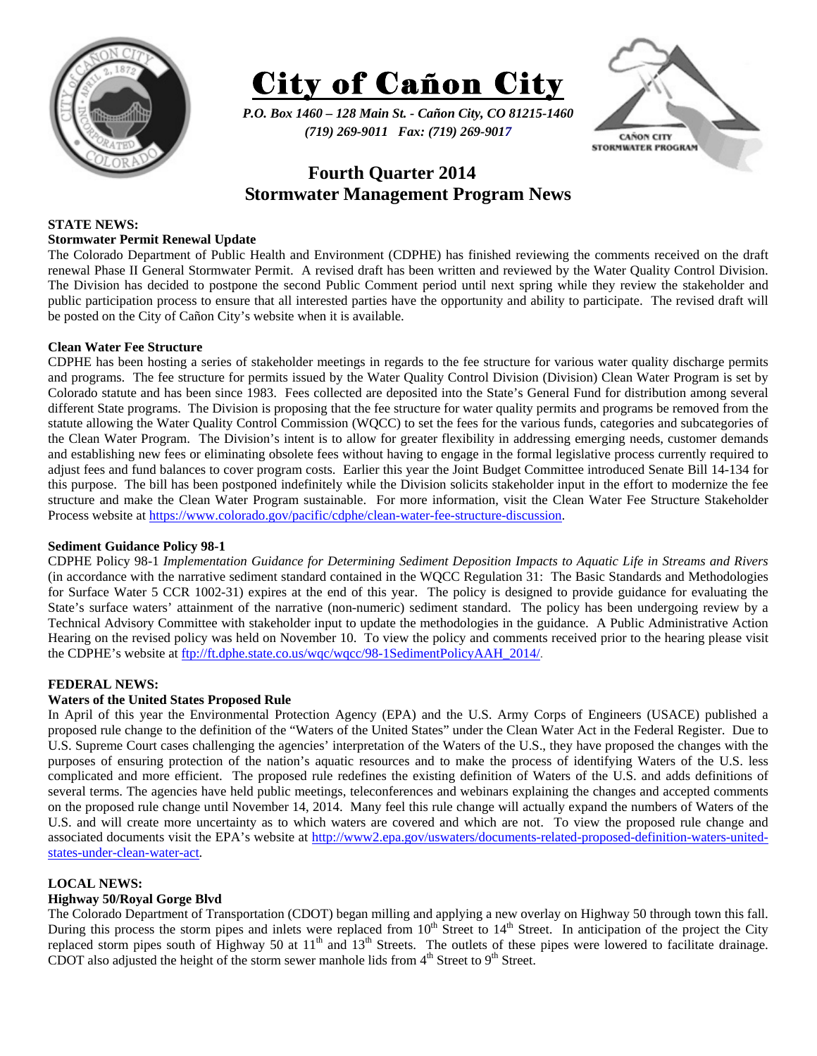# City of Cañon City

*P.O. Box 1460 – 128 Main St. - Cañon City, CO 81215-1460*
*(719) 269-9011 Fax: (719) 269-9017*

## Fourth Quarter 2014
## Stormwater Management Program News

**STATE NEWS:**

**Stormwater Permit Renewal Update**

The Colorado Department of Public Health and Environment (CDPHE) has finished reviewing the comments received on the draft renewal Phase II General Stormwater Permit. A revised draft has been written and reviewed by the Water Quality Control Division. The Division has decided to postpone the second Public Comment period until next spring while they review the stakeholder and public participation process to ensure that all interested parties have the opportunity and ability to participate. The revised draft will be posted on the City of Cañon City's website when it is available.

**Clean Water Fee Structure**

CDPHE has been hosting a series of stakeholder meetings in regards to the fee structure for various water quality discharge permits and programs. The fee structure for permits issued by the Water Quality Control Division (Division) Clean Water Program is set by Colorado statute and has been since 1983. Fees collected are deposited into the State's General Fund for distribution among several different State programs. The Division is proposing that the fee structure for water quality permits and programs be removed from the statute allowing the Water Quality Control Commission (WQCC) to set the fees for the various funds, categories and subcategories of the Clean Water Program. The Division's intent is to allow for greater flexibility in addressing emerging needs, customer demands and establishing new fees or eliminating obsolete fees without having to engage in the formal legislative process currently required to adjust fees and fund balances to cover program costs. Earlier this year the Joint Budget Committee introduced Senate Bill 14-134 for this purpose. The bill has been postponed indefinitely while the Division solicits stakeholder input in the effort to modernize the fee structure and make the Clean Water Program sustainable. For more information, visit the Clean Water Fee Structure Stakeholder Process website at https://www.colorado.gov/pacific/cdphe/clean-water-fee-structure-discussion.

**Sediment Guidance Policy 98-1**

CDPHE Policy 98-1 *Implementation Guidance for Determining Sediment Deposition Impacts to Aquatic Life in Streams and Rivers* (in accordance with the narrative sediment standard contained in the WQCC Regulation 31: The Basic Standards and Methodologies for Surface Water 5 CCR 1002-31) expires at the end of this year. The policy is designed to provide guidance for evaluating the State's surface waters' attainment of the narrative (non-numeric) sediment standard. The policy has been undergoing review by a Technical Advisory Committee with stakeholder input to update the methodologies in the guidance. A Public Administrative Action Hearing on the revised policy was held on November 10. To view the policy and comments received prior to the hearing please visit the CDPHE's website at ftp://ft.dphe.state.co.us/wqc/wqcc/98-1SedimentPolicyAAH_2014/.

**FEDERAL NEWS:**

**Waters of the United States Proposed Rule**

In April of this year the Environmental Protection Agency (EPA) and the U.S. Army Corps of Engineers (USACE) published a proposed rule change to the definition of the "Waters of the United States" under the Clean Water Act in the Federal Register. Due to U.S. Supreme Court cases challenging the agencies' interpretation of the Waters of the U.S., they have proposed the changes with the purposes of ensuring protection of the nation's aquatic resources and to make the process of identifying Waters of the U.S. less complicated and more efficient. The proposed rule redefines the existing definition of Waters of the U.S. and adds definitions of several terms. The agencies have held public meetings, teleconferences and webinars explaining the changes and accepted comments on the proposed rule change until November 14, 2014. Many feel this rule change will actually expand the numbers of Waters of the U.S. and will create more uncertainty as to which waters are covered and which are not. To view the proposed rule change and associated documents visit the EPA's website at http://www2.epa.gov/uswaters/documents-related-proposed-definition-waters-united-states-under-clean-water-act.

**LOCAL NEWS:**

**Highway 50/Royal Gorge Blvd**

The Colorado Department of Transportation (CDOT) began milling and applying a new overlay on Highway 50 through town this fall. During this process the storm pipes and inlets were replaced from 10th Street to 14th Street. In anticipation of the project the City replaced storm pipes south of Highway 50 at 11th and 13th Streets. The outlets of these pipes were lowered to facilitate drainage. CDOT also adjusted the height of the storm sewer manhole lids from 4th Street to 9th Street.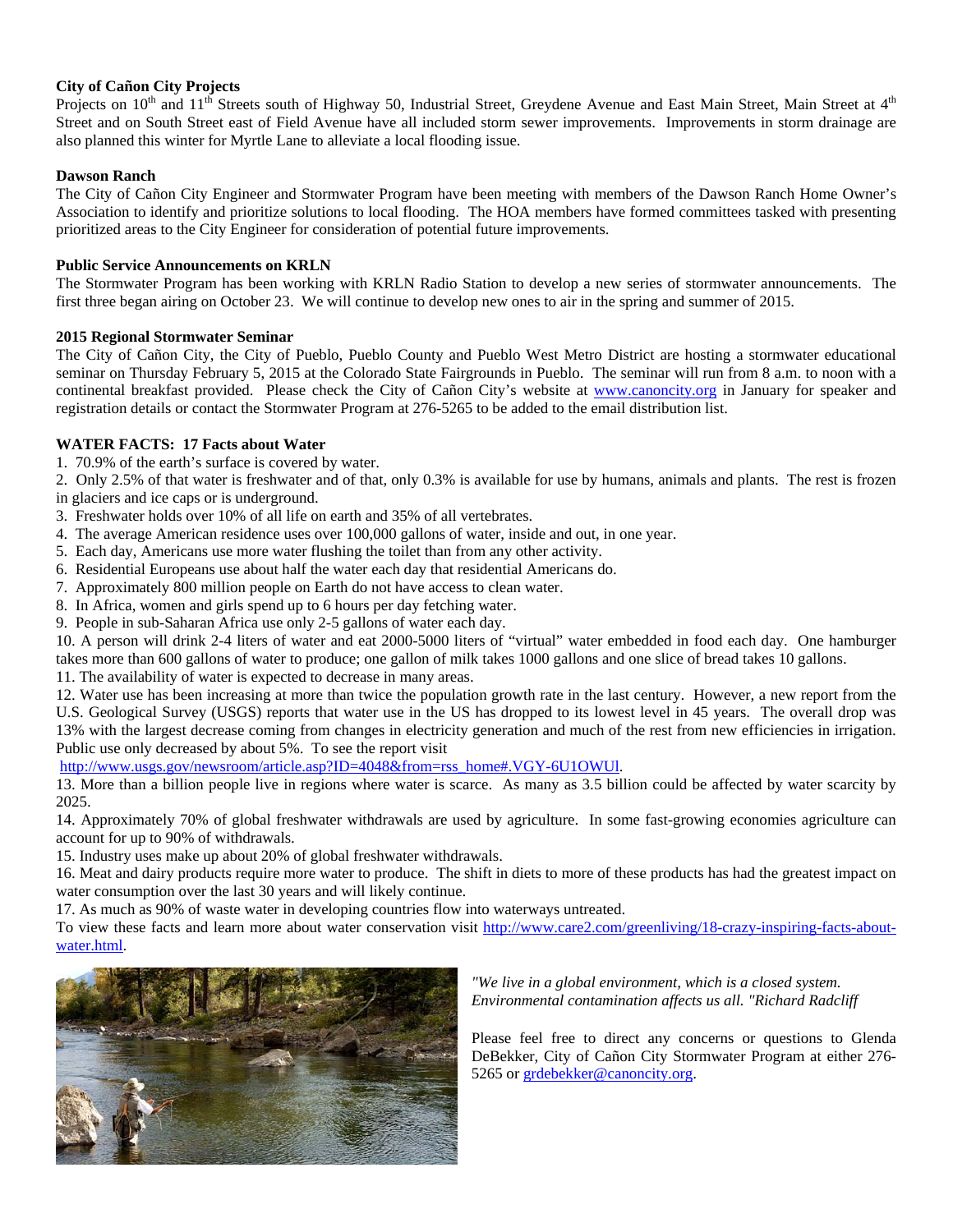**City of Cañon City Projects**

Projects on 10th and 11th Streets south of Highway 50, Industrial Street, Greydene Avenue and East Main Street, Main Street at 4th Street and on South Street east of Field Avenue have all included storm sewer improvements. Improvements in storm drainage are also planned this winter for Myrtle Lane to alleviate a local flooding issue.

**Dawson Ranch**

The City of Cañon City Engineer and Stormwater Program have been meeting with members of the Dawson Ranch Home Owner's Association to identify and prioritize solutions to local flooding. The HOA members have formed committees tasked with presenting prioritized areas to the City Engineer for consideration of potential future improvements.

**Public Service Announcements on KRLN**

The Stormwater Program has been working with KRLN Radio Station to develop a new series of stormwater announcements. The first three began airing on October 23. We will continue to develop new ones to air in the spring and summer of 2015.

**2015 Regional Stormwater Seminar**

The City of Cañon City, the City of Pueblo, Pueblo County and Pueblo West Metro District are hosting a stormwater educational seminar on Thursday February 5, 2015 at the Colorado State Fairgrounds in Pueblo. The seminar will run from 8 a.m. to noon with a continental breakfast provided. Please check the City of Cañon City's website at www.canoncity.org in January for speaker and registration details or contact the Stormwater Program at 276-5265 to be added to the email distribution list.

**WATER FACTS: 17 Facts about Water**

1. 70.9% of the earth's surface is covered by water.
2. Only 2.5% of that water is freshwater and of that, only 0.3% is available for use by humans, animals and plants. The rest is frozen in glaciers and ice caps or is underground.
3. Freshwater holds over 10% of all life on earth and 35% of all vertebrates.
4. The average American residence uses over 100,000 gallons of water, inside and out, in one year.
5. Each day, Americans use more water flushing the toilet than from any other activity.
6. Residential Europeans use about half the water each day that residential Americans do.
7. Approximately 800 million people on Earth do not have access to clean water.
8. In Africa, women and girls spend up to 6 hours per day fetching water.
9. People in sub-Saharan Africa use only 2-5 gallons of water each day.
10. A person will drink 2-4 liters of water and eat 2000-5000 liters of "virtual" water embedded in food each day. One hamburger takes more than 600 gallons of water to produce; one gallon of milk takes 1000 gallons and one slice of bread takes 10 gallons.
11. The availability of water is expected to decrease in many areas.
12. Water use has been increasing at more than twice the population growth rate in the last century. However, a new report from the U.S. Geological Survey (USGS) reports that water use in the US has dropped to its lowest level in 45 years. The overall drop was 13% with the largest decrease coming from changes in electricity generation and much of the rest from new efficiencies in irrigation. Public use only decreased by about 5%. To see the report visit http://www.usgs.gov/newsroom/article.asp?ID=4048&from=rss_home#.VGY-6U1OWUl.
13. More than a billion people live in regions where water is scarce. As many as 3.5 billion could be affected by water scarcity by 2025.
14. Approximately 70% of global freshwater withdrawals are used by agriculture. In some fast-growing economies agriculture can account for up to 90% of withdrawals.
15. Industry uses make up about 20% of global freshwater withdrawals.
16. Meat and dairy products require more water to produce. The shift in diets to more of these products has had the greatest impact on water consumption over the last 30 years and will likely continue.
17. As much as 90% of waste water in developing countries flow into waterways untreated.

To view these facts and learn more about water conservation visit http://www.care2.com/greenliving/18-crazy-inspiring-facts-about-water.html.

*"We live in a global environment, which is a closed system. Environmental contamination affects us all. "Richard Radcliff*

Please feel free to direct any concerns or questions to Glenda DeBekker, City of Cañon City Stormwater Program at either 276-5265 or grdebekker@canoncity.org.